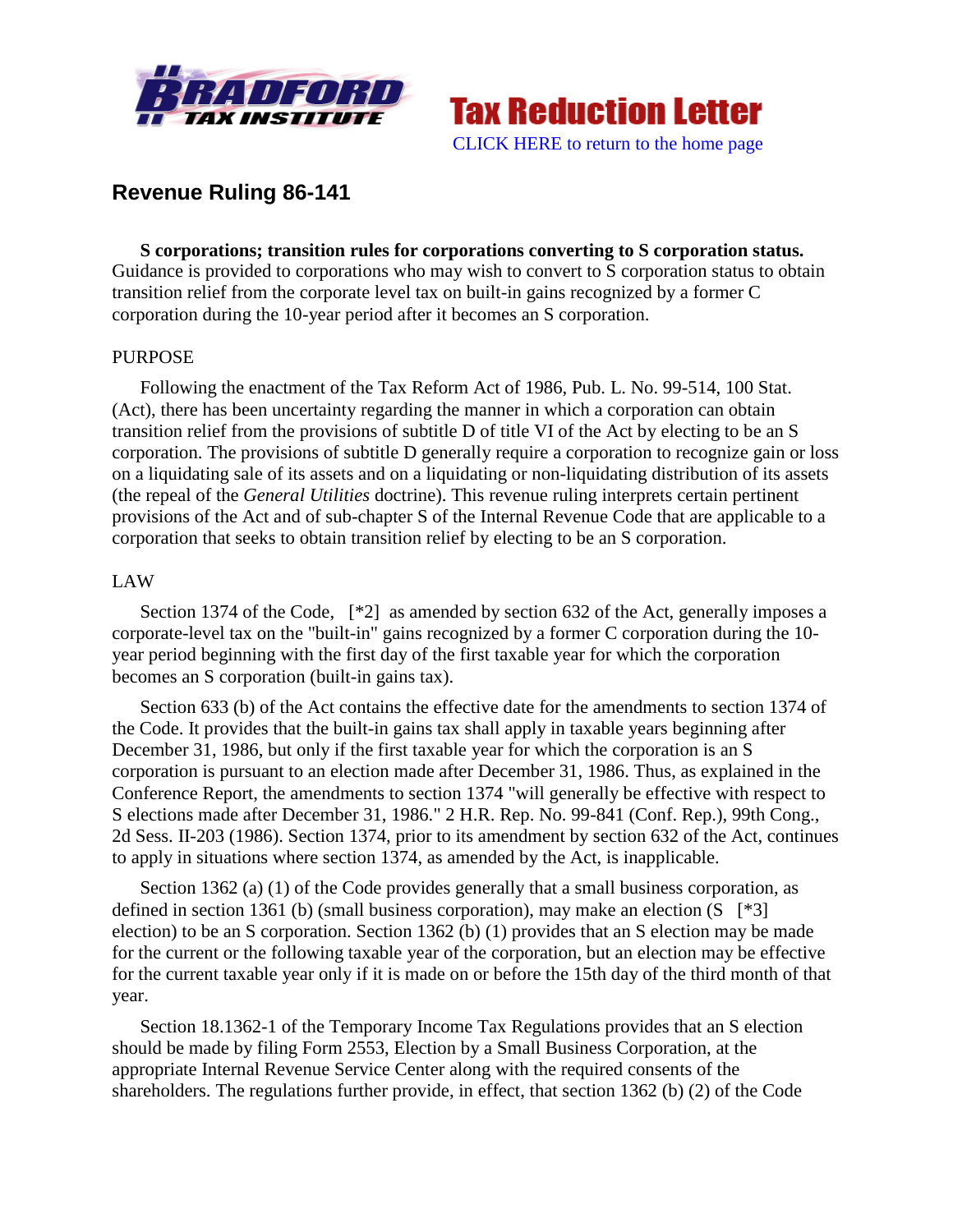Tax Reduction Letter

CLICK HERE to return to the home page

## Revenue Ruling 86-141

**S corporations; transition rules for corporations converting to S corporation status.** Guidance is provided to corporations who may wish to convert to S corporation status to obtain transition relief from the corporate level tax on built-in gains recognized by a former C corporation during the 10-year period after it becomes an S corporation.

PURPOSE

Following the enactment of the Tax Reform Act of 1986, Pub. L. No. 99-514, 100 Stat. (Act), there has been uncertainty regarding the manner in which a corporation can obtain transition relief from the provisions of subtitle D of title VI of the Act by electing to be an S corporation. The provisions of subtitle D generally require a corporation to recognize gain or loss on a liquidating sale of its assets and on a liquidating or non-liquidating distribution of its assets (the repeal of the *General Utilities* doctrine). This revenue ruling interprets certain pertinent provisions of the Act and of sub-chapter S of the Internal Revenue Code that are applicable to a corporation that seeks to obtain transition relief by electing to be an S corporation.

LAW

Section 1374 of the Code, [*2] as amended by section 632 of the Act, generally imposes a corporate-level tax on the "built-in" gains recognized by a former C corporation during the 10-year period beginning with the first day of the first taxable year for which the corporation becomes an S corporation (built-in gains tax).

Section 633 (b) of the Act contains the effective date for the amendments to section 1374 of the Code. It provides that the built-in gains tax shall apply in taxable years beginning after December 31, 1986, but only if the first taxable year for which the corporation is an S corporation is pursuant to an election made after December 31, 1986. Thus, as explained in the Conference Report, the amendments to section 1374 "will generally be effective with respect to S elections made after December 31, 1986." 2 H.R. Rep. No. 99-841 (Conf. Rep.), 99th Cong., 2d Sess. II-203 (1986). Section 1374, prior to its amendment by section 632 of the Act, continues to apply in situations where section 1374, as amended by the Act, is inapplicable.

Section 1362 (a) (1) of the Code provides generally that a small business corporation, as defined in section 1361 (b) (small business corporation), may make an election (S [*3] election) to be an S corporation. Section 1362 (b) (1) provides that an S election may be made for the current or the following taxable year of the corporation, but an election may be effective for the current taxable year only if it is made on or before the 15th day of the third month of that year.

Section 18.1362-1 of the Temporary Income Tax Regulations provides that an S election should be made by filing Form 2553, Election by a Small Business Corporation, at the appropriate Internal Revenue Service Center along with the required consents of the shareholders. The regulations further provide, in effect, that section 1362 (b) (2) of the Code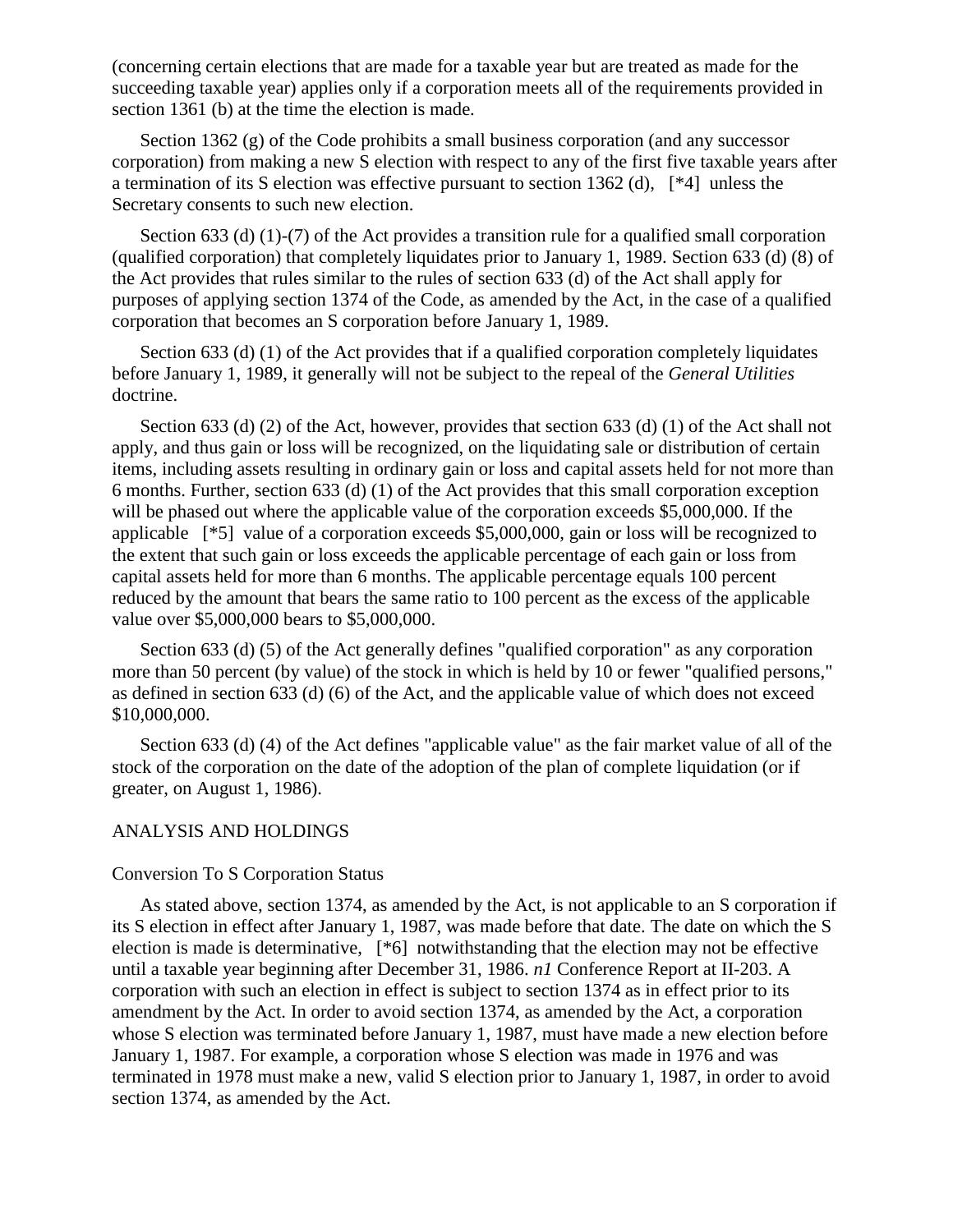(concerning certain elections that are made for a taxable year but are treated as made for the succeeding taxable year) applies only if a corporation meets all of the requirements provided in section 1361 (b) at the time the election is made.

Section 1362 (g) of the Code prohibits a small business corporation (and any successor corporation) from making a new S election with respect to any of the first five taxable years after a termination of its S election was effective pursuant to section 1362 (d), [*4] unless the Secretary consents to such new election.

Section 633 (d) (1)-(7) of the Act provides a transition rule for a qualified small corporation (qualified corporation) that completely liquidates prior to January 1, 1989. Section 633 (d) (8) of the Act provides that rules similar to the rules of section 633 (d) of the Act shall apply for purposes of applying section 1374 of the Code, as amended by the Act, in the case of a qualified corporation that becomes an S corporation before January 1, 1989.

Section 633 (d) (1) of the Act provides that if a qualified corporation completely liquidates before January 1, 1989, it generally will not be subject to the repeal of the *General Utilities* doctrine.

Section 633 (d) (2) of the Act, however, provides that section 633 (d) (1) of the Act shall not apply, and thus gain or loss will be recognized, on the liquidating sale or distribution of certain items, including assets resulting in ordinary gain or loss and capital assets held for not more than 6 months. Further, section 633 (d) (1) of the Act provides that this small corporation exception will be phased out where the applicable value of the corporation exceeds $5,000,000. If the applicable [*5] value of a corporation exceeds $5,000,000, gain or loss will be recognized to the extent that such gain or loss exceeds the applicable percentage of each gain or loss from capital assets held for more than 6 months. The applicable percentage equals 100 percent reduced by the amount that bears the same ratio to 100 percent as the excess of the applicable value over $5,000,000 bears to $5,000,000.

Section 633 (d) (5) of the Act generally defines "qualified corporation" as any corporation more than 50 percent (by value) of the stock in which is held by 10 or fewer "qualified persons," as defined in section 633 (d) (6) of the Act, and the applicable value of which does not exceed $10,000,000.

Section 633 (d) (4) of the Act defines "applicable value" as the fair market value of all of the stock of the corporation on the date of the adoption of the plan of complete liquidation (or if greater, on August 1, 1986).

ANALYSIS AND HOLDINGS

Conversion To S Corporation Status

As stated above, section 1374, as amended by the Act, is not applicable to an S corporation if its S election in effect after January 1, 1987, was made before that date. The date on which the S election is made is determinative, [*6] notwithstanding that the election may not be effective until a taxable year beginning after December 31, 1986. *n1* Conference Report at II-203. A corporation with such an election in effect is subject to section 1374 as in effect prior to its amendment by the Act. In order to avoid section 1374, as amended by the Act, a corporation whose S election was terminated before January 1, 1987, must have made a new election before January 1, 1987. For example, a corporation whose S election was made in 1976 and was terminated in 1978 must make a new, valid S election prior to January 1, 1987, in order to avoid section 1374, as amended by the Act.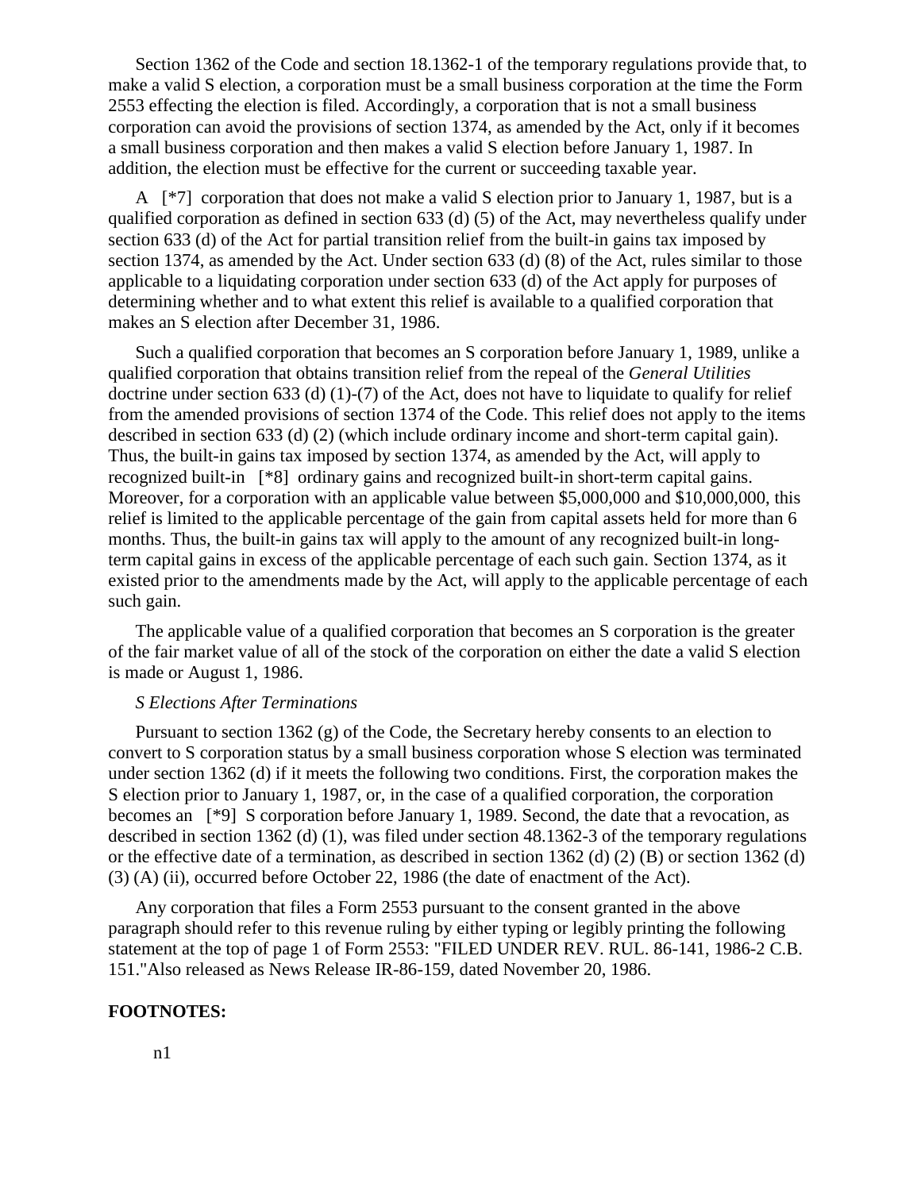Section 1362 of the Code and section 18.1362-1 of the temporary regulations provide that, to make a valid S election, a corporation must be a small business corporation at the time the Form 2553 effecting the election is filed. Accordingly, a corporation that is not a small business corporation can avoid the provisions of section 1374, as amended by the Act, only if it becomes a small business corporation and then makes a valid S election before January 1, 1987. In addition, the election must be effective for the current or succeeding taxable year.

A [*7] corporation that does not make a valid S election prior to January 1, 1987, but is a qualified corporation as defined in section 633 (d) (5) of the Act, may nevertheless qualify under section 633 (d) of the Act for partial transition relief from the built-in gains tax imposed by section 1374, as amended by the Act. Under section 633 (d) (8) of the Act, rules similar to those applicable to a liquidating corporation under section 633 (d) of the Act apply for purposes of determining whether and to what extent this relief is available to a qualified corporation that makes an S election after December 31, 1986.

Such a qualified corporation that becomes an S corporation before January 1, 1989, unlike a qualified corporation that obtains transition relief from the repeal of the *General Utilities* doctrine under section 633 (d) (1)-(7) of the Act, does not have to liquidate to qualify for relief from the amended provisions of section 1374 of the Code. This relief does not apply to the items described in section 633 (d) (2) (which include ordinary income and short-term capital gain). Thus, the built-in gains tax imposed by section 1374, as amended by the Act, will apply to recognized built-in [*8] ordinary gains and recognized built-in short-term capital gains. Moreover, for a corporation with an applicable value between $5,000,000 and $10,000,000, this relief is limited to the applicable percentage of the gain from capital assets held for more than 6 months. Thus, the built-in gains tax will apply to the amount of any recognized built-in long-term capital gains in excess of the applicable percentage of each such gain. Section 1374, as it existed prior to the amendments made by the Act, will apply to the applicable percentage of each such gain.

The applicable value of a qualified corporation that becomes an S corporation is the greater of the fair market value of all of the stock of the corporation on either the date a valid S election is made or August 1, 1986.

*S Elections After Terminations*

Pursuant to section 1362 (g) of the Code, the Secretary hereby consents to an election to convert to S corporation status by a small business corporation whose S election was terminated under section 1362 (d) if it meets the following two conditions. First, the corporation makes the S election prior to January 1, 1987, or, in the case of a qualified corporation, the corporation becomes an [*9] S corporation before January 1, 1989. Second, the date that a revocation, as described in section 1362 (d) (1), was filed under section 48.1362-3 of the temporary regulations or the effective date of a termination, as described in section 1362 (d) (2) (B) or section 1362 (d) (3) (A) (ii), occurred before October 22, 1986 (the date of enactment of the Act).

Any corporation that files a Form 2553 pursuant to the consent granted in the above paragraph should refer to this revenue ruling by either typing or legibly printing the following statement at the top of page 1 of Form 2553: "FILED UNDER REV. RUL. 86-141, 1986-2 C.B. 151."Also released as News Release IR-86-159, dated November 20, 1986.

**FOOTNOTES:**

n1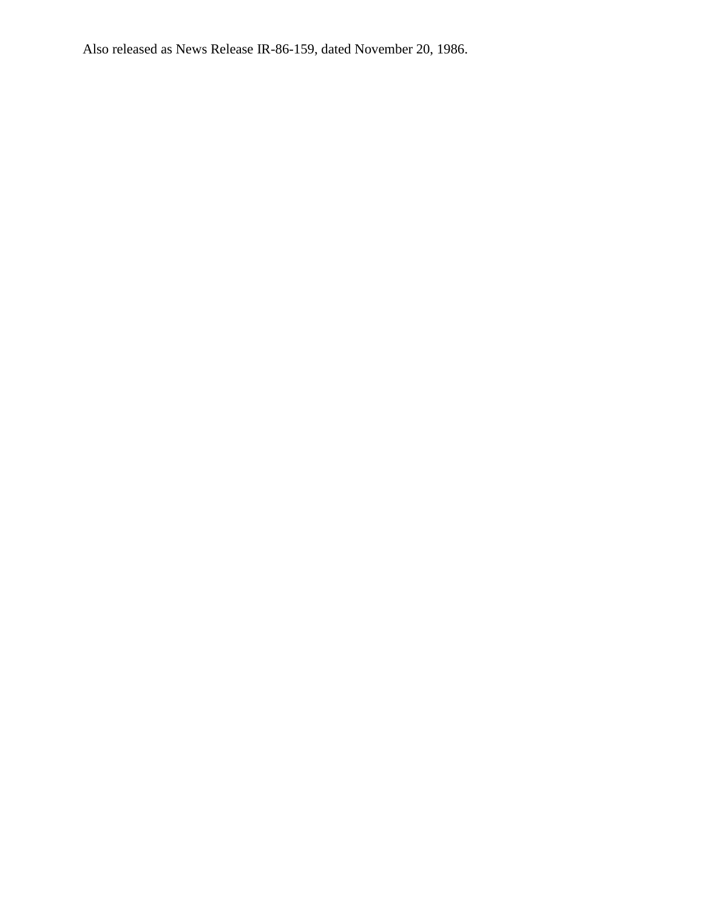Also released as News Release IR-86-159, dated November 20, 1986.